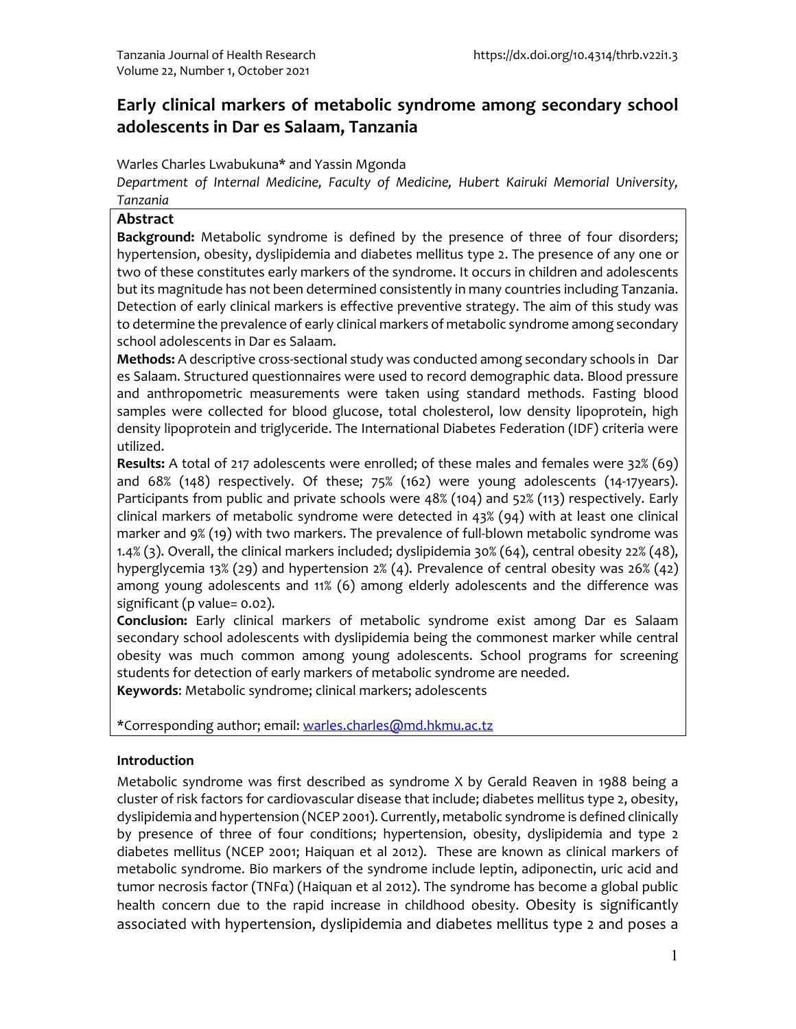# Early clinical markers of metabolic syndrome among secondary school adolescents in Dar es Salaam, Tanzania

Warles Charles Lwabukuna* and Yassin Mgonda

*Department of Internal Medicine, Faculty of Medicine, Hubert Kairuki Memorial University, Tanzania*

## Abstract

**Background:** Metabolic syndrome is defined by the presence of three of four disorders; hypertension, obesity, dyslipidemia and diabetes mellitus type 2. The presence of any one or two of these constitutes early markers of the syndrome. It occurs in children and adolescents but its magnitude has not been determined consistently in many countries including Tanzania. Detection of early clinical markers is effective preventive strategy. The aim of this study was to determine the prevalence of early clinical markers of metabolic syndrome among secondary school adolescents in Dar es Salaam.

**Methods:** A descriptive cross-sectional study was conducted among secondary schools in Dar es Salaam. Structured questionnaires were used to record demographic data. Blood pressure and anthropometric measurements were taken using standard methods. Fasting blood samples were collected for blood glucose, total cholesterol, low density lipoprotein, high density lipoprotein and triglyceride. The International Diabetes Federation (IDF) criteria were utilized.

**Results:** A total of 217 adolescents were enrolled; of these males and females were 32% (69) and 68% (148) respectively. Of these; 75% (162) were young adolescents (14-17years). Participants from public and private schools were 48% (104) and 52% (113) respectively. Early clinical markers of metabolic syndrome were detected in 43% (94) with at least one clinical marker and 9% (19) with two markers. The prevalence of full-blown metabolic syndrome was 1.4% (3). Overall, the clinical markers included; dyslipidemia 30% (64), central obesity 22% (48), hyperglycemia 13% (29) and hypertension 2% (4). Prevalence of central obesity was 26% (42) among young adolescents and 11% (6) among elderly adolescents and the difference was significant (p value= 0.02).

**Conclusion:** Early clinical markers of metabolic syndrome exist among Dar es Salaam secondary school adolescents with dyslipidemia being the commonest marker while central obesity was much common among young adolescents. School programs for screening students for detection of early markers of metabolic syndrome are needed.

**Keywords**: Metabolic syndrome; clinical markers; adolescents

*Corresponding author; email: warles.charles@md.hkmu.ac.tz

## Introduction

Metabolic syndrome was first described as syndrome X by Gerald Reaven in 1988 being a cluster of risk factors for cardiovascular disease that include; diabetes mellitus type 2, obesity, dyslipidemia and hypertension (NCEP 2001). Currently, metabolic syndrome is defined clinically by presence of three of four conditions; hypertension, obesity, dyslipidemia and type 2 diabetes mellitus (NCEP 2001; Haiquan et al 2012). These are known as clinical markers of metabolic syndrome. Bio markers of the syndrome include leptin, adiponectin, uric acid and tumor necrosis factor (TNFα) (Haiquan et al 2012). The syndrome has become a global public health concern due to the rapid increase in childhood obesity. Obesity is significantly associated with hypertension, dyslipidemia and diabetes mellitus type 2 and poses a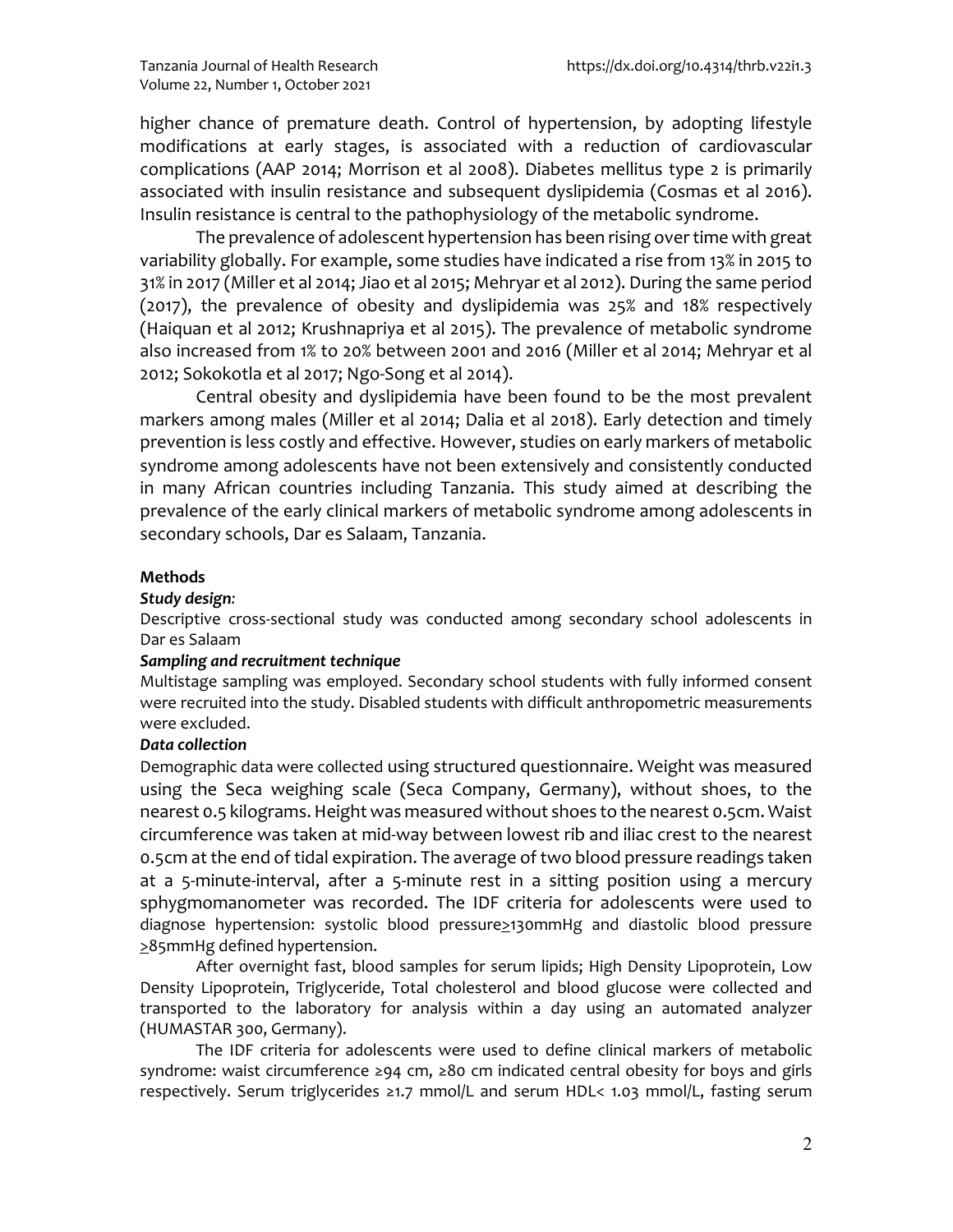higher chance of premature death. Control of hypertension, by adopting lifestyle modifications at early stages, is associated with a reduction of cardiovascular complications (AAP 2014; Morrison et al 2008). Diabetes mellitus type 2 is primarily associated with insulin resistance and subsequent dyslipidemia (Cosmas et al 2016). Insulin resistance is central to the pathophysiology of the metabolic syndrome.

The prevalence of adolescent hypertension has been rising over time with great variability globally. For example, some studies have indicated a rise from 13% in 2015 to 31% in 2017 (Miller et al 2014; Jiao et al 2015; Mehryar et al 2012). During the same period (2017), the prevalence of obesity and dyslipidemia was 25% and 18% respectively (Haiquan et al 2012; Krushnapriya et al 2015). The prevalence of metabolic syndrome also increased from 1% to 20% between 2001 and 2016 (Miller et al 2014; Mehryar et al 2012; Sokokotla et al 2017; Ngo-Song et al 2014).

Central obesity and dyslipidemia have been found to be the most prevalent markers among males (Miller et al 2014; Dalia et al 2018). Early detection and timely prevention is less costly and effective. However, studies on early markers of metabolic syndrome among adolescents have not been extensively and consistently conducted in many African countries including Tanzania. This study aimed at describing the prevalence of the early clinical markers of metabolic syndrome among adolescents in secondary schools, Dar es Salaam, Tanzania.

**Methods**

***Study design:***

Descriptive cross-sectional study was conducted among secondary school adolescents in Dar es Salaam

***Sampling and recruitment technique***

Multistage sampling was employed. Secondary school students with fully informed consent were recruited into the study. Disabled students with difficult anthropometric measurements were excluded.

***Data collection***

Demographic data were collected using structured questionnaire. Weight was measured using the Seca weighing scale (Seca Company, Germany), without shoes, to the nearest 0.5 kilograms. Height was measured without shoes to the nearest 0.5cm. Waist circumference was taken at mid-way between lowest rib and iliac crest to the nearest 0.5cm at the end of tidal expiration. The average of two blood pressure readings taken at a 5-minute-interval, after a 5-minute rest in a sitting position using a mercury sphygmomanometer was recorded. The IDF criteria for adolescents were used to diagnose hypertension: systolic blood pressure≥130mmHg and diastolic blood pressure ≥85mmHg defined hypertension.

After overnight fast, blood samples for serum lipids; High Density Lipoprotein, Low Density Lipoprotein, Triglyceride, Total cholesterol and blood glucose were collected and transported to the laboratory for analysis within a day using an automated analyzer (HUMASTAR 300, Germany).

The IDF criteria for adolescents were used to define clinical markers of metabolic syndrome: waist circumference ≥94 cm, ≥80 cm indicated central obesity for boys and girls respectively. Serum triglycerides ≥1.7 mmol/L and serum HDL< 1.03 mmol/L, fasting serum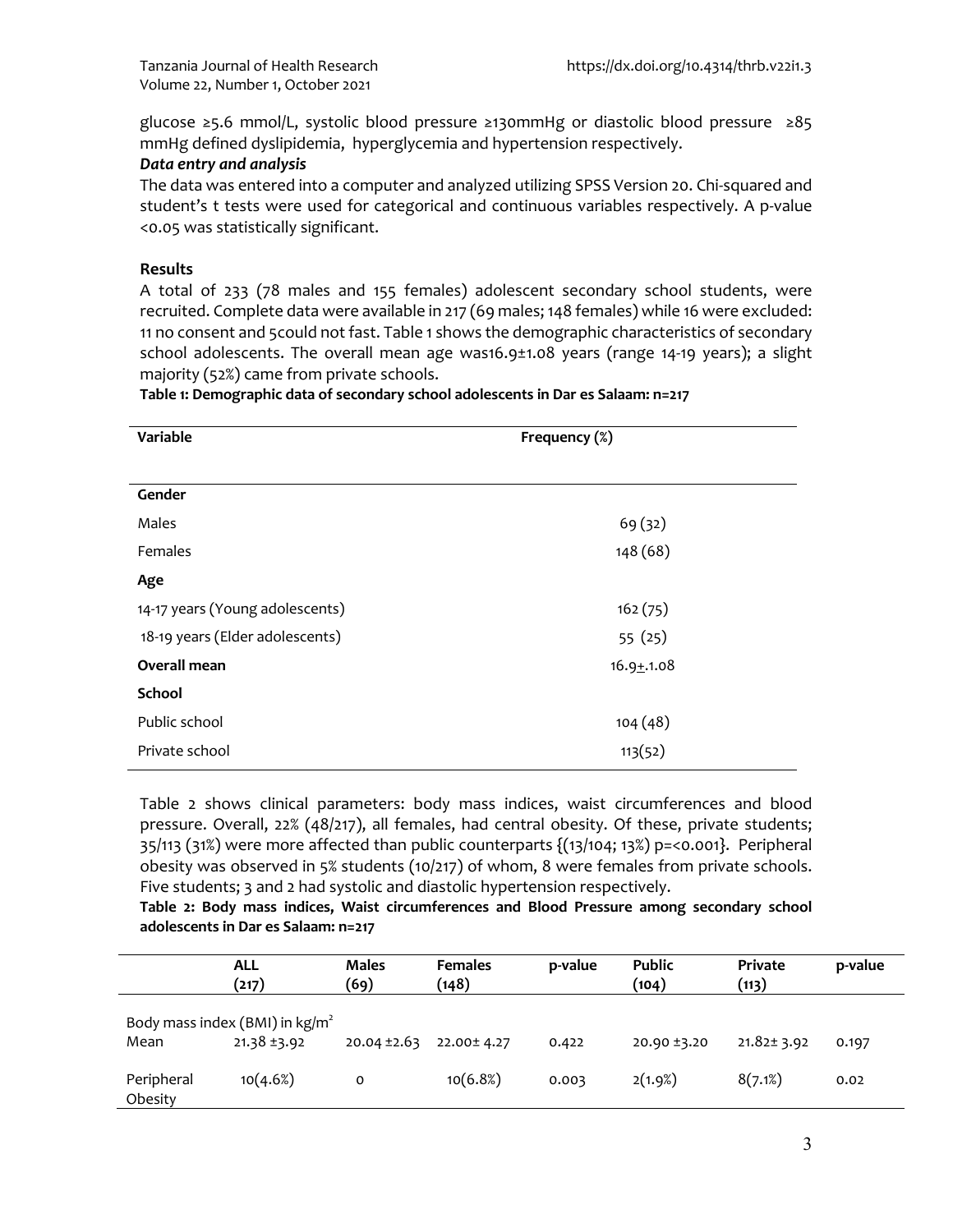glucose ≥5.6 mmol/L, systolic blood pressure ≥130mmHg or diastolic blood pressure ≥85 mmHg defined dyslipidemia, hyperglycemia and hypertension respectively.

***Data entry and analysis***

The data was entered into a computer and analyzed utilizing SPSS Version 20. Chi-squared and student's t tests were used for categorical and continuous variables respectively. A p-value <0.05 was statistically significant.

**Results**

A total of 233 (78 males and 155 females) adolescent secondary school students, were recruited. Complete data were available in 217 (69 males; 148 females) while 16 were excluded: 11 no consent and 5could not fast. Table 1 shows the demographic characteristics of secondary school adolescents. The overall mean age was16.9±1.08 years (range 14-19 years); a slight majority (52%) came from private schools.

**Table 1: Demographic data of secondary school adolescents in Dar es Salaam: n=217**

| Variable | Frequency (%) |
|---|---|
| **Gender** | |
| Males | 69 (32) |
| Females | 148 (68) |
| **Age** | |
| 14-17 years (Young adolescents) | 162 (75) |
| 18-19 years (Elder adolescents) | 55 (25) |
| **Overall mean** | 16.9±.1.08 |
| **School** | |
| Public school | 104 (48) |
| Private school | 113(52) |

Table 2 shows clinical parameters: body mass indices, waist circumferences and blood pressure. Overall, 22% (48/217), all females, had central obesity. Of these, private students; 35/113 (31%) were more affected than public counterparts {(13/104; 13%) p=<0.001}. Peripheral obesity was observed in 5% students (10/217) of whom, 8 were females from private schools. Five students; 3 and 2 had systolic and diastolic hypertension respectively.

**Table 2: Body mass indices, Waist circumferences and Blood Pressure among secondary school adolescents in Dar es Salaam: n=217**

| | **ALL (217)** | **Males (69)** | **Females (148)** | **p-value** | **Public (104)** | **Private (113)** | **p-value** |
|---|---|---|---|---|---|---|---|
| Body mass index (BMI) in $kg/m^2$ | | | | | | | |
| Mean | 21.38 ±3.92 | 20.04 ±2.63 | 22.00± 4.27 | 0.422 | 20.90 ±3.20 | 21.82± 3.92 | 0.197 |
| Peripheral Obesity | 10(4.6%) | 0 | 10(6.8%) | 0.003 | 2(1.9%) | 8(7.1%) | 0.02 |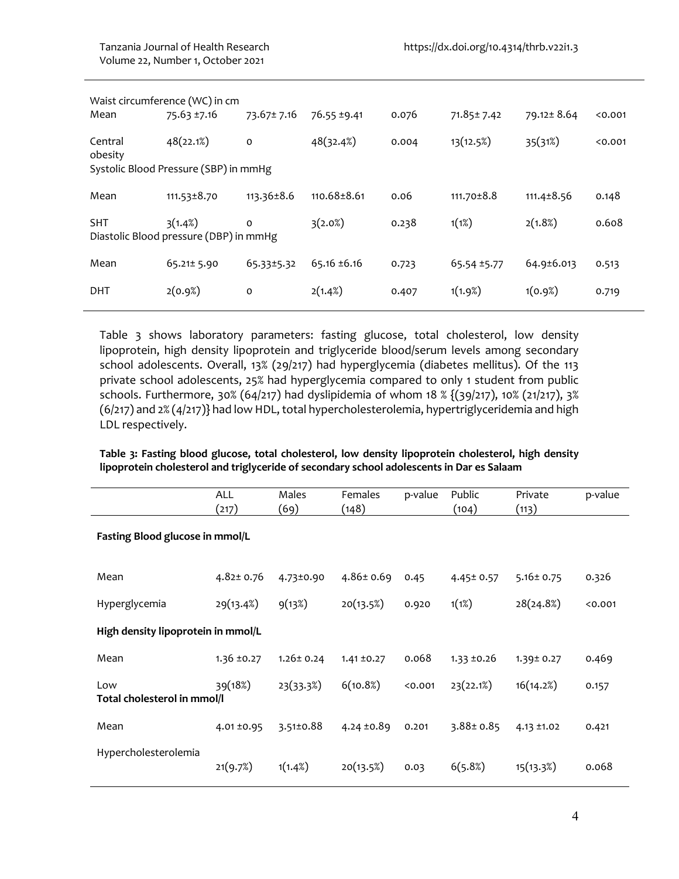| | | | | | | | |
|---|---|---|---|---|---|---|---|
| Waist circumference (WC) in cm | | | | | | | |
| Mean | 75.63 ±7.16 | 73.67± 7.16 | 76.55 ±9.41 | 0.076 | 71.85± 7.42 | 79.12± 8.64 | <0.001 |
| Central obesity | 48(22.1%) | 0 | 48(32.4%) | 0.004 | 13(12.5%) | 35(31%) | <0.001 |
| Systolic Blood Pressure (SBP) in mmHg | | | | | | | |
| Mean | 111.53±8.70 | 113.36±8.6 | 110.68±8.61 | 0.06 | 111.70±8.8 | 111.4±8.56 | 0.148 |
| SHT | 3(1.4%) | 0 | 3(2.0%) | 0.238 | 1(1%) | 2(1.8%) | 0.608 |
| Diastolic Blood pressure (DBP) in mmHg | | | | | | | |
| Mean | 65.21± 5.90 | 65.33±5.32 | 65.16 ±6.16 | 0.723 | 65.54 ±5.77 | 64.9±6.013 | 0.513 |
| DHT | 2(0.9%) | 0 | 2(1.4%) | 0.407 | 1(1.9%) | 1(0.9%) | 0.719 |

Table 3 shows laboratory parameters: fasting glucose, total cholesterol, low density lipoprotein, high density lipoprotein and triglyceride blood/serum levels among secondary school adolescents. Overall, 13% (29/217) had hyperglycemia (diabetes mellitus). Of the 113 private school adolescents, 25% had hyperglycemia compared to only 1 student from public schools. Furthermore, 30% (64/217) had dyslipidemia of whom 18 % {(39/217), 10% (21/217), 3% (6/217) and 2% (4/217)} had low HDL, total hypercholesterolemia, hypertriglyceridemia and high LDL respectively.

**Table 3: Fasting blood glucose, total cholesterol, low density lipoprotein cholesterol, high density lipoprotein cholesterol and triglyceride of secondary school adolescents in Dar es Salaam**

| | ALL (217) | Males (69) | Females (148) | p-value | Public (104) | Private (113) | p-value |
|---|---|---|---|---|---|---|---|
| **Fasting Blood glucose in mmol/L** | | | | | | | |
| Mean | 4.82± 0.76 | 4.73±0.90 | 4.86± 0.69 | 0.45 | 4.45± 0.57 | 5.16± 0.75 | 0.326 |
| Hyperglycemia | 29(13.4%) | 9(13%) | 20(13.5%) | 0.920 | 1(1%) | 28(24.8%) | <0.001 |
| **High density lipoprotein in mmol/L** | | | | | | | |
| Mean | 1.36 ±0.27 | 1.26± 0.24 | 1.41 ±0.27 | 0.068 | 1.33 ±0.26 | 1.39± 0.27 | 0.469 |
| Low | 39(18%) | 23(33.3%) | 6(10.8%) | <0.001 | 23(22.1%) | 16(14.2%) | 0.157 |
| **Total cholesterol in mmol/l** | | | | | | | |
| Mean | 4.01 ±0.95 | 3.51±0.88 | 4.24 ±0.89 | 0.201 | 3.88± 0.85 | 4.13 ±1.02 | 0.421 |
| Hypercholesterolemia | 21(9.7%) | 1(1.4%) | 20(13.5%) | 0.03 | 6(5.8%) | 15(13.3%) | 0.068 |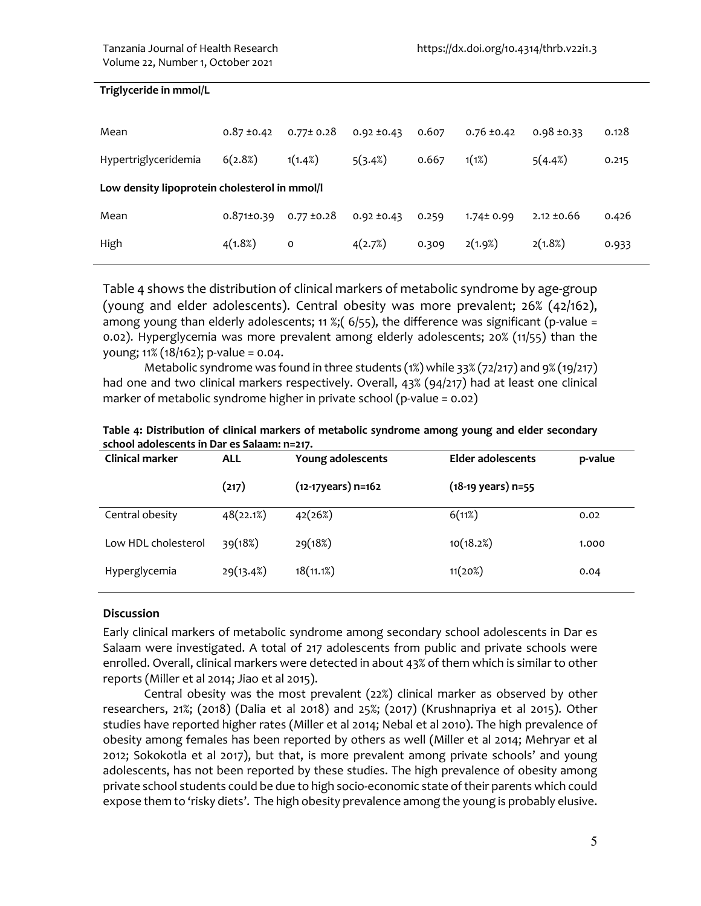| Triglyceride in mmol/L | | | | | | | |
|---|---|---|---|---|---|---|---|
| Mean | 0.87 ±0.42 | 0.77± 0.28 | 0.92 ±0.43 | 0.607 | 0.76 ±0.42 | 0.98 ±0.33 | 0.128 |
| Hypertriglyceridemia | 6(2.8%) | 1(1.4%) | 5(3.4%) | 0.667 | 1(1%) | 5(4.4%) | 0.215 |
| **Low density lipoprotein cholesterol in mmol/l** | | | | | | | |
| Mean | 0.871±0.39 | 0.77 ±0.28 | 0.92 ±0.43 | 0.259 | 1.74± 0.99 | 2.12 ±0.66 | 0.426 |
| High | 4(1.8%) | 0 | 4(2.7%) | 0.309 | 2(1.9%) | 2(1.8%) | 0.933 |

Table 4 shows the distribution of clinical markers of metabolic syndrome by age-group (young and elder adolescents). Central obesity was more prevalent; 26% (42/162), among young than elderly adolescents; 11 %;( 6/55), the difference was significant (p-value = 0.02). Hyperglycemia was more prevalent among elderly adolescents; 20% (11/55) than the young; 11% (18/162); p-value = 0.04.

Metabolic syndrome was found in three students (1%) while 33% (72/217) and 9% (19/217) had one and two clinical markers respectively. Overall, 43% (94/217) had at least one clinical marker of metabolic syndrome higher in private school (p-value = 0.02)

**Table 4: Distribution of clinical markers of metabolic syndrome among young and elder secondary school adolescents in Dar es Salaam: n=217.**

| Clinical marker | ALL (217) | Young adolescents (12-17years) n=162 | Elder adolescents (18-19 years) n=55 | p-value |
|---|---|---|---|---|
| Central obesity | 48(22.1%) | 42(26%) | 6(11%) | 0.02 |
| Low HDL cholesterol | 39(18%) | 29(18%) | 10(18.2%) | 1.000 |
| Hyperglycemia | 29(13.4%) | 18(11.1%) | 11(20%) | 0.04 |

## Discussion

Early clinical markers of metabolic syndrome among secondary school adolescents in Dar es Salaam were investigated. A total of 217 adolescents from public and private schools were enrolled. Overall, clinical markers were detected in about 43% of them which is similar to other reports (Miller et al 2014; Jiao et al 2015).

Central obesity was the most prevalent (22%) clinical marker as observed by other researchers, 21%; (2018) (Dalia et al 2018) and 25%; (2017) (Krushnapriya et al 2015). Other studies have reported higher rates (Miller et al 2014; Nebal et al 2010). The high prevalence of obesity among females has been reported by others as well (Miller et al 2014; Mehryar et al 2012; Sokokotla et al 2017), but that, is more prevalent among private schools' and young adolescents, has not been reported by these studies. The high prevalence of obesity among private school students could be due to high socio-economic state of their parents which could expose them to 'risky diets'. The high obesity prevalence among the young is probably elusive.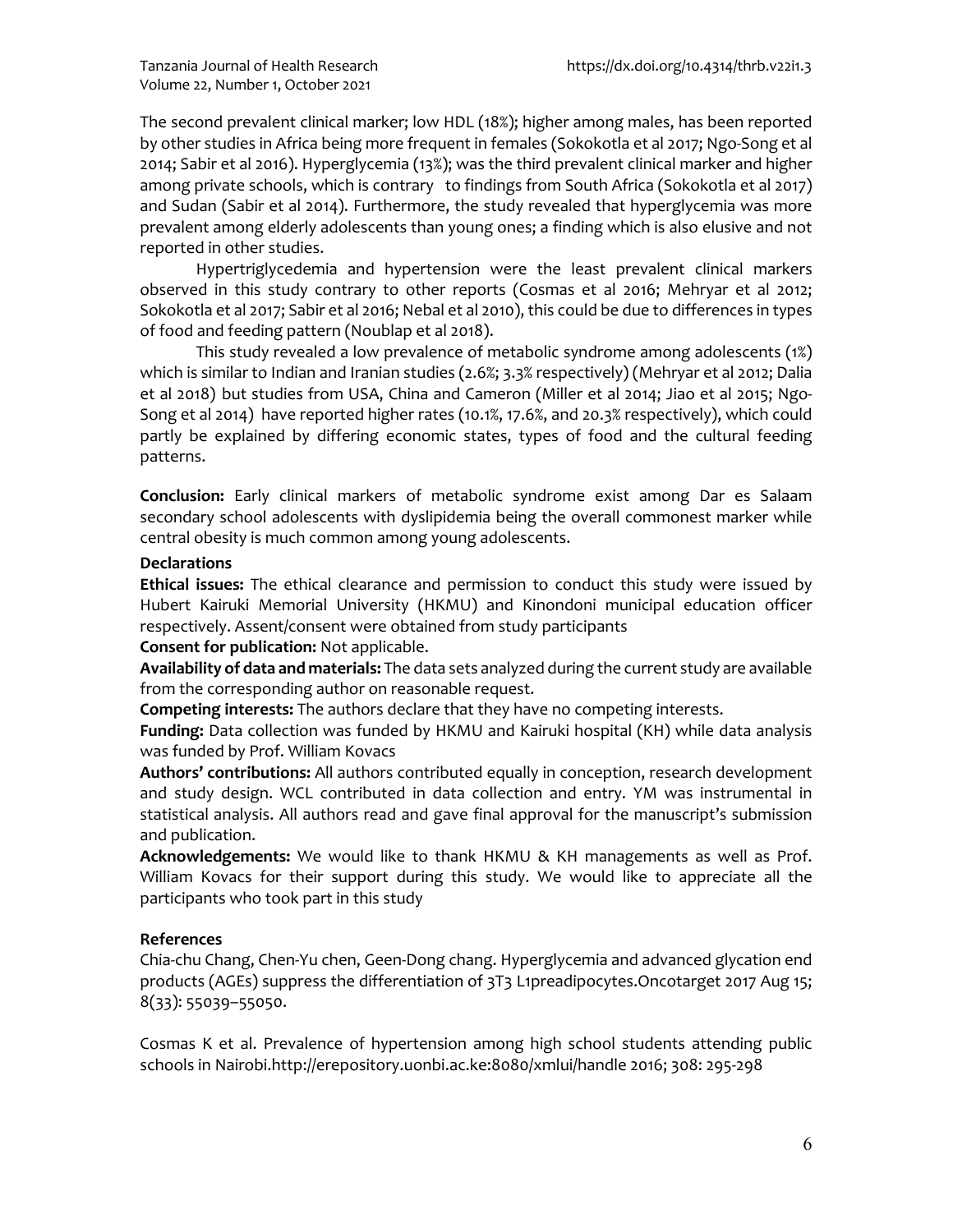The second prevalent clinical marker; low HDL (18%); higher among males, has been reported by other studies in Africa being more frequent in females (Sokokotla et al 2017; Ngo-Song et al 2014; Sabir et al 2016). Hyperglycemia (13%); was the third prevalent clinical marker and higher among private schools, which is contrary to findings from South Africa (Sokokotla et al 2017) and Sudan (Sabir et al 2014). Furthermore, the study revealed that hyperglycemia was more prevalent among elderly adolescents than young ones; a finding which is also elusive and not reported in other studies.

Hypertriglycedemia and hypertension were the least prevalent clinical markers observed in this study contrary to other reports (Cosmas et al 2016; Mehryar et al 2012; Sokokotla et al 2017; Sabir et al 2016; Nebal et al 2010), this could be due to differences in types of food and feeding pattern (Noublap et al 2018).

This study revealed a low prevalence of metabolic syndrome among adolescents (1%) which is similar to Indian and Iranian studies (2.6%; 3.3% respectively) (Mehryar et al 2012; Dalia et al 2018) but studies from USA, China and Cameron (Miller et al 2014; Jiao et al 2015; Ngo-Song et al 2014) have reported higher rates (10.1%, 17.6%, and 20.3% respectively), which could partly be explained by differing economic states, types of food and the cultural feeding patterns.

**Conclusion:** Early clinical markers of metabolic syndrome exist among Dar es Salaam secondary school adolescents with dyslipidemia being the overall commonest marker while central obesity is much common among young adolescents.

**Declarations**

**Ethical issues:** The ethical clearance and permission to conduct this study were issued by Hubert Kairuki Memorial University (HKMU) and Kinondoni municipal education officer respectively. Assent/consent were obtained from study participants

**Consent for publication:** Not applicable.

**Availability of data and materials:** The data sets analyzed during the current study are available from the corresponding author on reasonable request.

**Competing interests:** The authors declare that they have no competing interests.

**Funding:** Data collection was funded by HKMU and Kairuki hospital (KH) while data analysis was funded by Prof. William Kovacs

**Authors' contributions:** All authors contributed equally in conception, research development and study design. WCL contributed in data collection and entry. YM was instrumental in statistical analysis. All authors read and gave final approval for the manuscript's submission and publication.

**Acknowledgements:** We would like to thank HKMU & KH managements as well as Prof. William Kovacs for their support during this study. We would like to appreciate all the participants who took part in this study

**References**

Chia-chu Chang, Chen-Yu chen, Geen-Dong chang. Hyperglycemia and advanced glycation end products (AGEs) suppress the differentiation of 3T3 L1preadipocytes.Oncotarget 2017 Aug 15; 8(33): 55039–55050.

Cosmas K et al. Prevalence of hypertension among high school students attending public schools in Nairobi.http://erepository.uonbi.ac.ke:8080/xmlui/handle 2016; 308: 295-298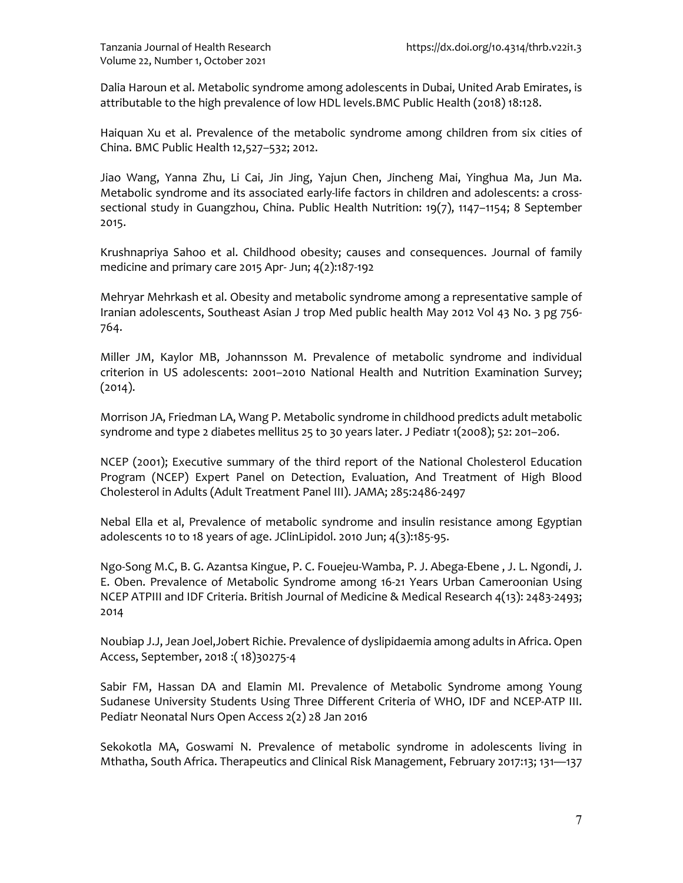Dalia Haroun et al. Metabolic syndrome among adolescents in Dubai, United Arab Emirates, is attributable to the high prevalence of low HDL levels.BMC Public Health (2018) 18:128.

Haiquan Xu et al. Prevalence of the metabolic syndrome among children from six cities of China. BMC Public Health 12,527–532; 2012.

Jiao Wang, Yanna Zhu, Li Cai, Jin Jing, Yajun Chen, Jincheng Mai, Yinghua Ma, Jun Ma. Metabolic syndrome and its associated early-life factors in children and adolescents: a cross-sectional study in Guangzhou, China. Public Health Nutrition: 19(7), 1147–1154; 8 September 2015.

Krushnapriya Sahoo et al. Childhood obesity; causes and consequences. Journal of family medicine and primary care 2015 Apr- Jun; 4(2):187-192

Mehryar Mehrkash et al. Obesity and metabolic syndrome among a representative sample of Iranian adolescents, Southeast Asian J trop Med public health May 2012 Vol 43 No. 3 pg 756-764.

Miller JM, Kaylor MB, Johannsson M. Prevalence of metabolic syndrome and individual criterion in US adolescents: 2001–2010 National Health and Nutrition Examination Survey; (2014).

Morrison JA, Friedman LA, Wang P. Metabolic syndrome in childhood predicts adult metabolic syndrome and type 2 diabetes mellitus 25 to 30 years later. J Pediatr 1(2008); 52: 201–206.

NCEP (2001); Executive summary of the third report of the National Cholesterol Education Program (NCEP) Expert Panel on Detection, Evaluation, And Treatment of High Blood Cholesterol in Adults (Adult Treatment Panel III). JAMA; 285:2486-2497

Nebal Ella et al, Prevalence of metabolic syndrome and insulin resistance among Egyptian adolescents 10 to 18 years of age. JClinLipidol. 2010 Jun; 4(3):185-95.

Ngo-Song M.C, B. G. Azantsa Kingue, P. C. Fouejeu-Wamba, P. J. Abega-Ebene , J. L. Ngondi, J. E. Oben. Prevalence of Metabolic Syndrome among 16-21 Years Urban Cameroonian Using NCEP ATPIII and IDF Criteria. British Journal of Medicine & Medical Research 4(13): 2483-2493; 2014

Noubiap J.J, Jean Joel,Jobert Richie. Prevalence of dyslipidaemia among adults in Africa. Open Access, September, 2018 :( 18)30275-4

Sabir FM, Hassan DA and Elamin MI. Prevalence of Metabolic Syndrome among Young Sudanese University Students Using Three Different Criteria of WHO, IDF and NCEP-ATP III. Pediatr Neonatal Nurs Open Access 2(2) 28 Jan 2016

Sekokotla MA, Goswami N. Prevalence of metabolic syndrome in adolescents living in Mthatha, South Africa. Therapeutics and Clinical Risk Management, February 2017:13; 131—137